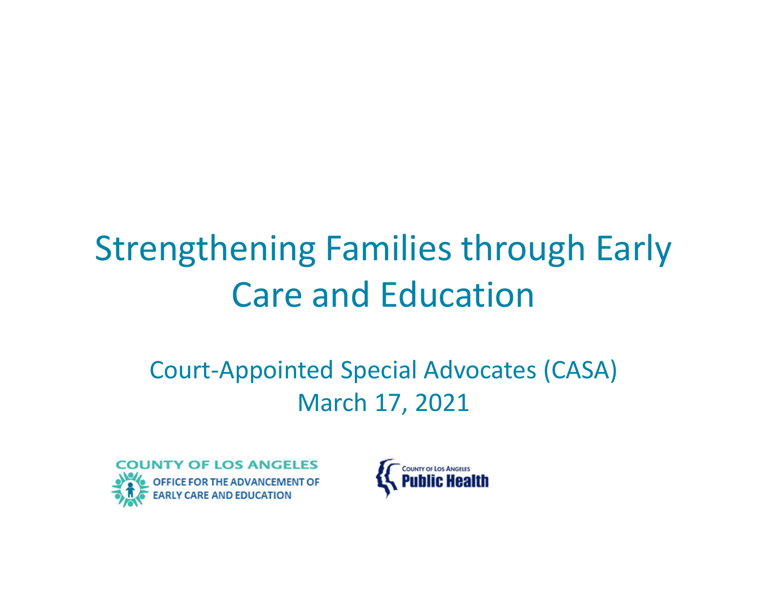# Strengthening Families through Early Care and Education

Court-Appointed Special Advocates (CASA)
March 17, 2021

COUNTY OF LOS ANGELES
OFFICE FOR THE ADVANCEMENT OF EARLY CARE AND EDUCATION

COUNTY OF LOS ANGELES
Public Health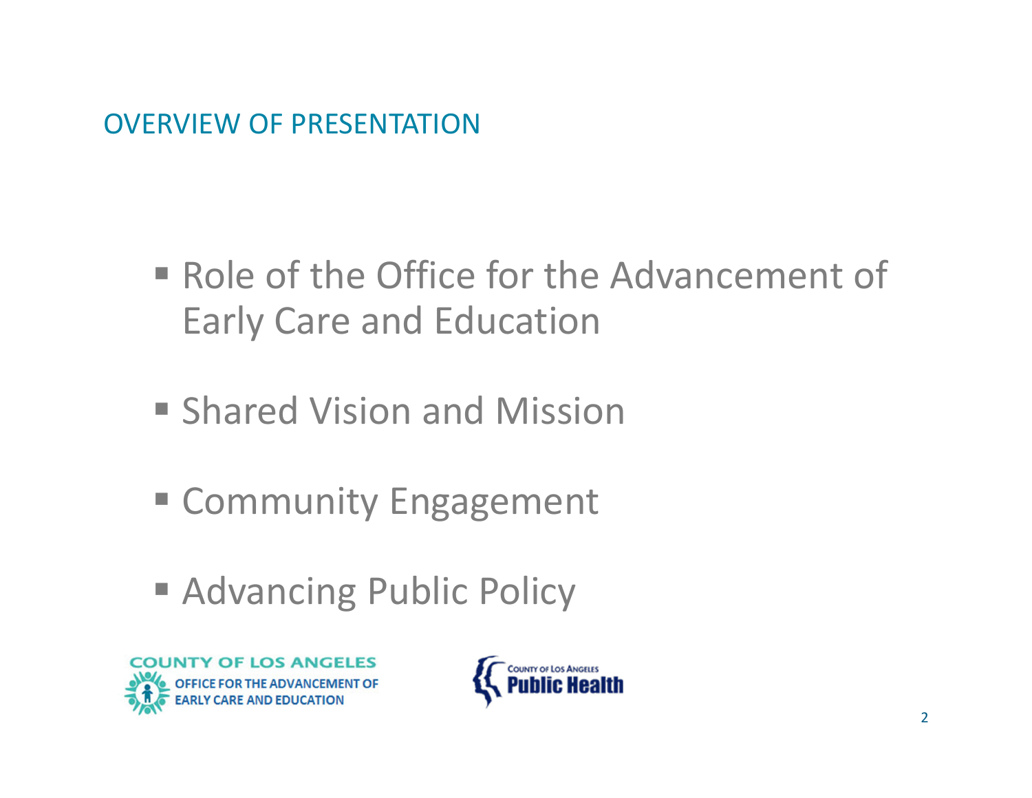## OVERVIEW OF PRESENTATION

- Role of the Office for the Advancement of Early Care and Education
- Shared Vision and Mission
- Community Engagement
- Advancing Public Policy

COUNTY OF LOS ANGELES OFFICE FOR THE ADVANCEMENT OF EARLY CARE AND EDUCATION

COUNTY OF LOS ANGELES Public Health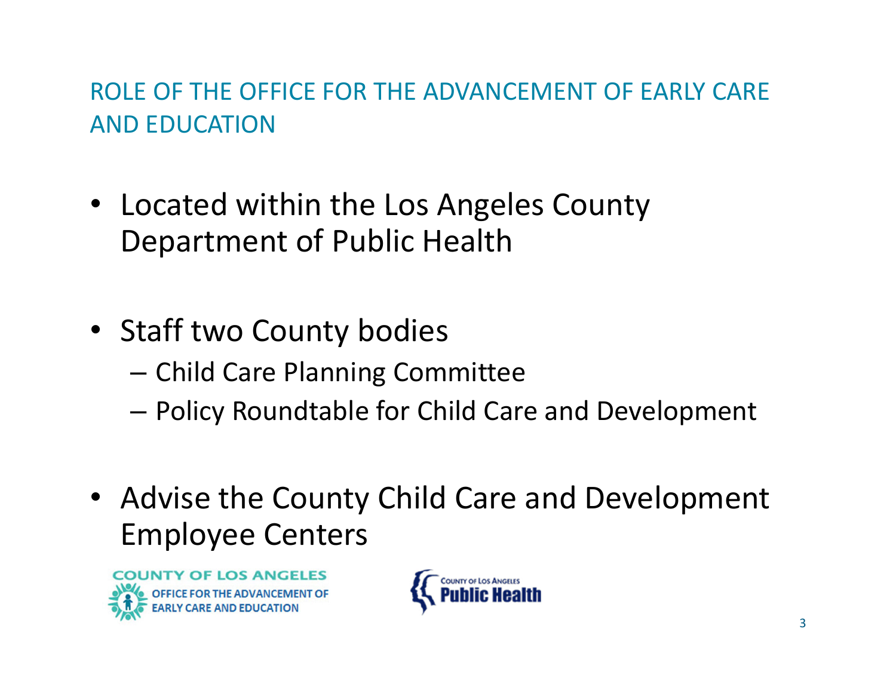## ROLE OF THE OFFICE FOR THE ADVANCEMENT OF EARLY CARE AND EDUCATION

- Located within the Los Angeles County Department of Public Health
- Staff two County bodies
  - Child Care Planning Committee
  - Policy Roundtable for Child Care and Development
- Advise the County Child Care and Development Employee Centers

COUNTY OF LOS ANGELES OFFICE FOR THE ADVANCEMENT OF EARLY CARE AND EDUCATION

COUNTY OF LOS ANGELES Public Health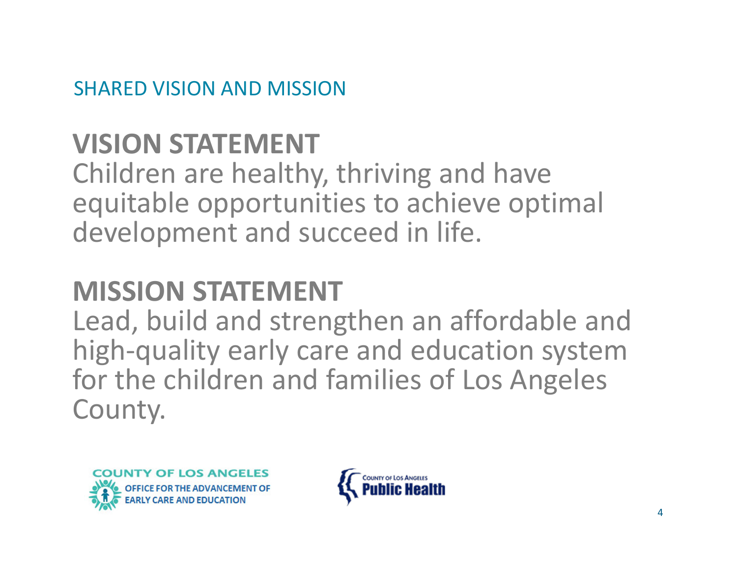SHARED VISION AND MISSION

## VISION STATEMENT

Children are healthy, thriving and have equitable opportunities to achieve optimal development and succeed in life.

## MISSION STATEMENT

Lead, build and strengthen an affordable and high-quality early care and education system for the children and families of Los Angeles County.

COUNTY OF LOS ANGELES OFFICE FOR THE ADVANCEMENT OF EARLY CARE AND EDUCATION

County of Los Angeles Public Health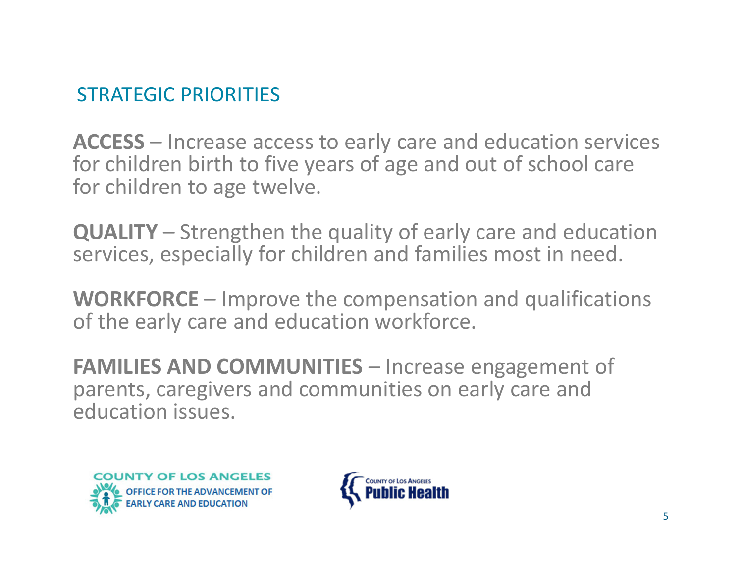## STRATEGIC PRIORITIES

**ACCESS** – Increase access to early care and education services for children birth to five years of age and out of school care for children to age twelve.

**QUALITY** – Strengthen the quality of early care and education services, especially for children and families most in need.

**WORKFORCE** – Improve the compensation and qualifications of the early care and education workforce.

**FAMILIES AND COMMUNITIES** – Increase engagement of parents, caregivers and communities on early care and education issues.

COUNTY OF LOS ANGELES OFFICE FOR THE ADVANCEMENT OF EARLY CARE AND EDUCATION

COUNTY OF LOS ANGELES Public Health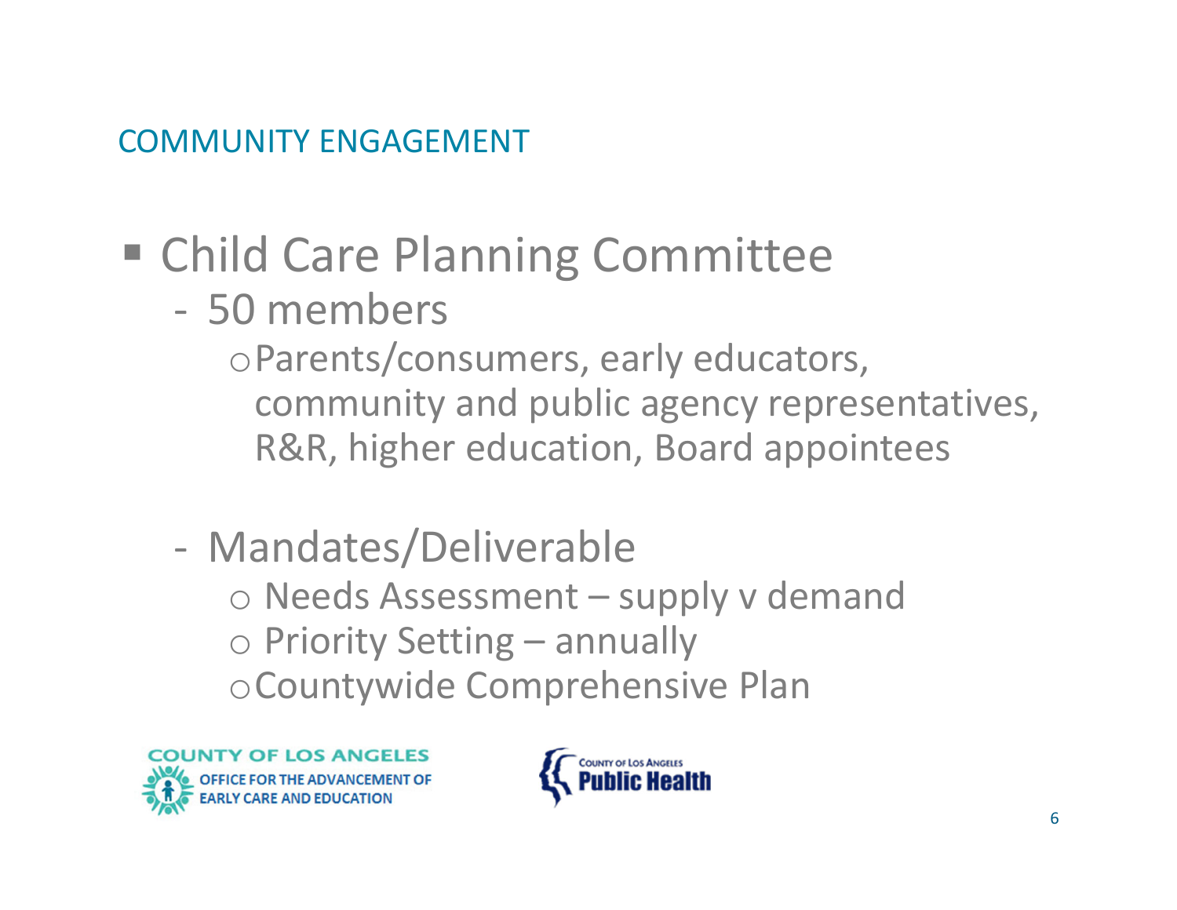## COMMUNITY ENGAGEMENT

- Child Care Planning Committee
  - 50 members
    - Parents/consumers, early educators, community and public agency representatives, R&R, higher education, Board appointees
  - Mandates/Deliverable
    - Needs Assessment – supply v demand
    - Priority Setting – annually
    - Countywide Comprehensive Plan

COUNTY OF LOS ANGELES OFFICE FOR THE ADVANCEMENT OF EARLY CARE AND EDUCATION

COUNTY OF LOS ANGELES Public Health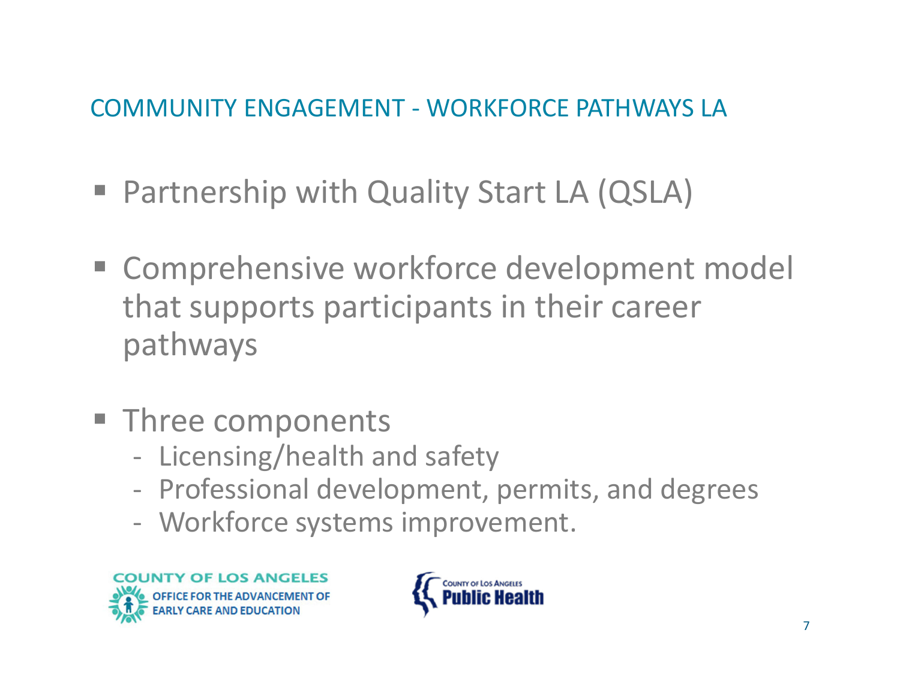## COMMUNITY ENGAGEMENT - WORKFORCE PATHWAYS LA

- Partnership with Quality Start LA (QSLA)
- Comprehensive workforce development model that supports participants in their career pathways
- Three components
  - Licensing/health and safety
  - Professional development, permits, and degrees
  - Workforce systems improvement.

COUNTY OF LOS ANGELES OFFICE FOR THE ADVANCEMENT OF EARLY CARE AND EDUCATION

COUNTY OF LOS ANGELES Public Health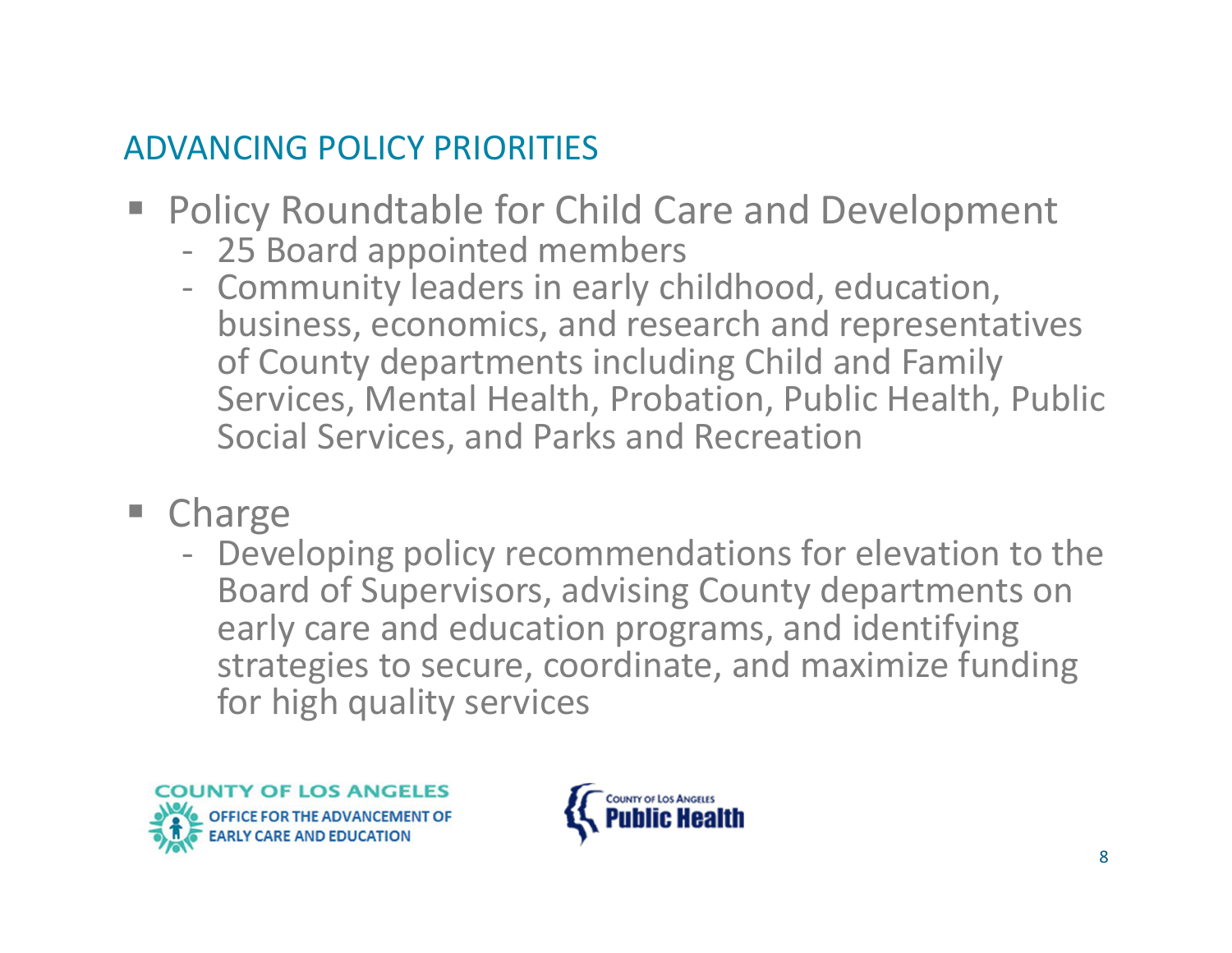## ADVANCING POLICY PRIORITIES

- Policy Roundtable for Child Care and Development
  - 25 Board appointed members
  - Community leaders in early childhood, education, business, economics, and research and representatives of County departments including Child and Family Services, Mental Health, Probation, Public Health, Public Social Services, and Parks and Recreation
- Charge
  - Developing policy recommendations for elevation to the Board of Supervisors, advising County departments on early care and education programs, and identifying strategies to secure, coordinate, and maximize funding for high quality services

COUNTY OF LOS ANGELES OFFICE FOR THE ADVANCEMENT OF EARLY CARE AND EDUCATION

COUNTY OF LOS ANGELES Public Health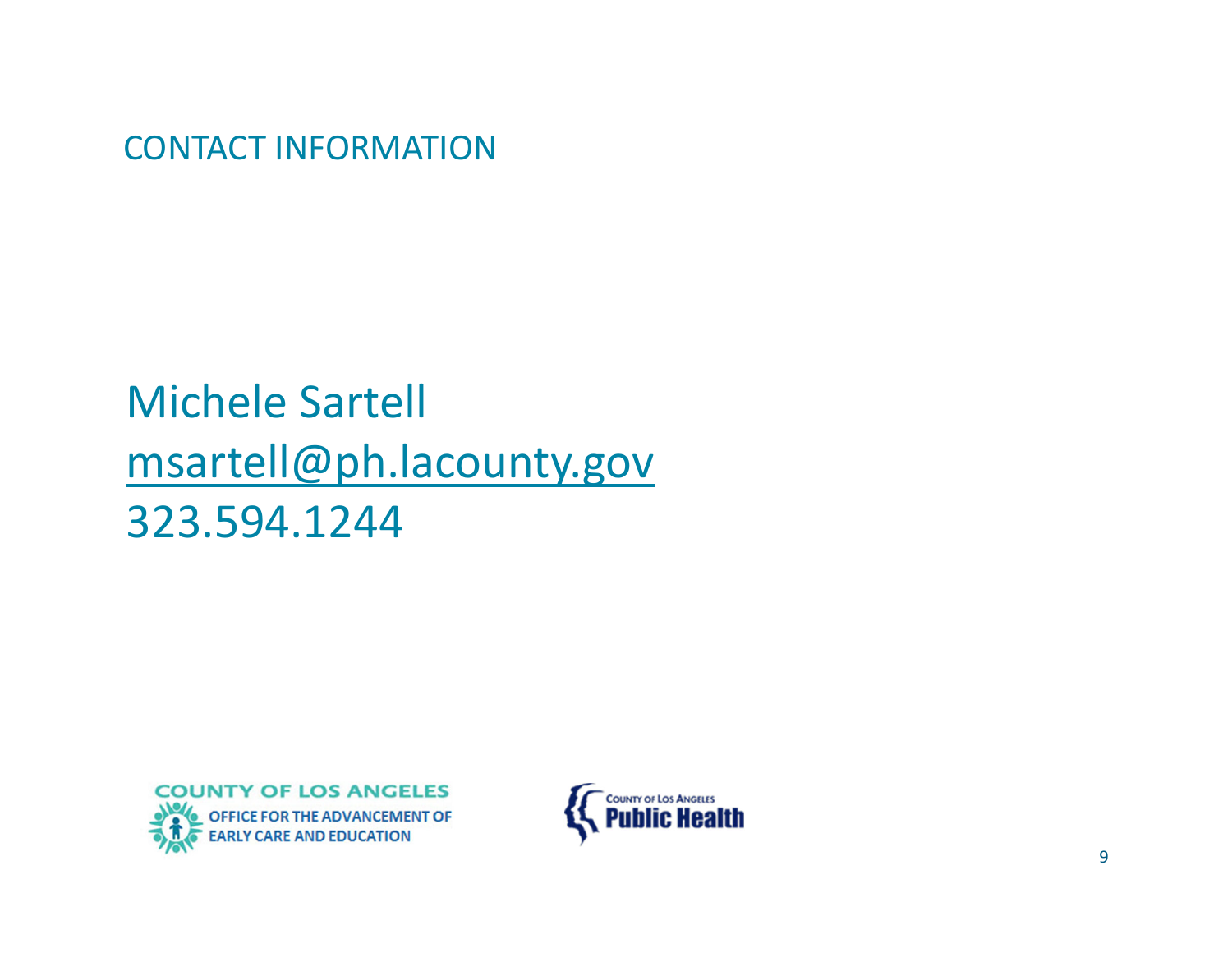# CONTACT INFORMATION

Michele Sartell
msartell@ph.lacounty.gov
323.594.1244

COUNTY OF LOS ANGELES
OFFICE FOR THE ADVANCEMENT OF
EARLY CARE AND EDUCATION

COUNTY OF LOS ANGELES
Public Health